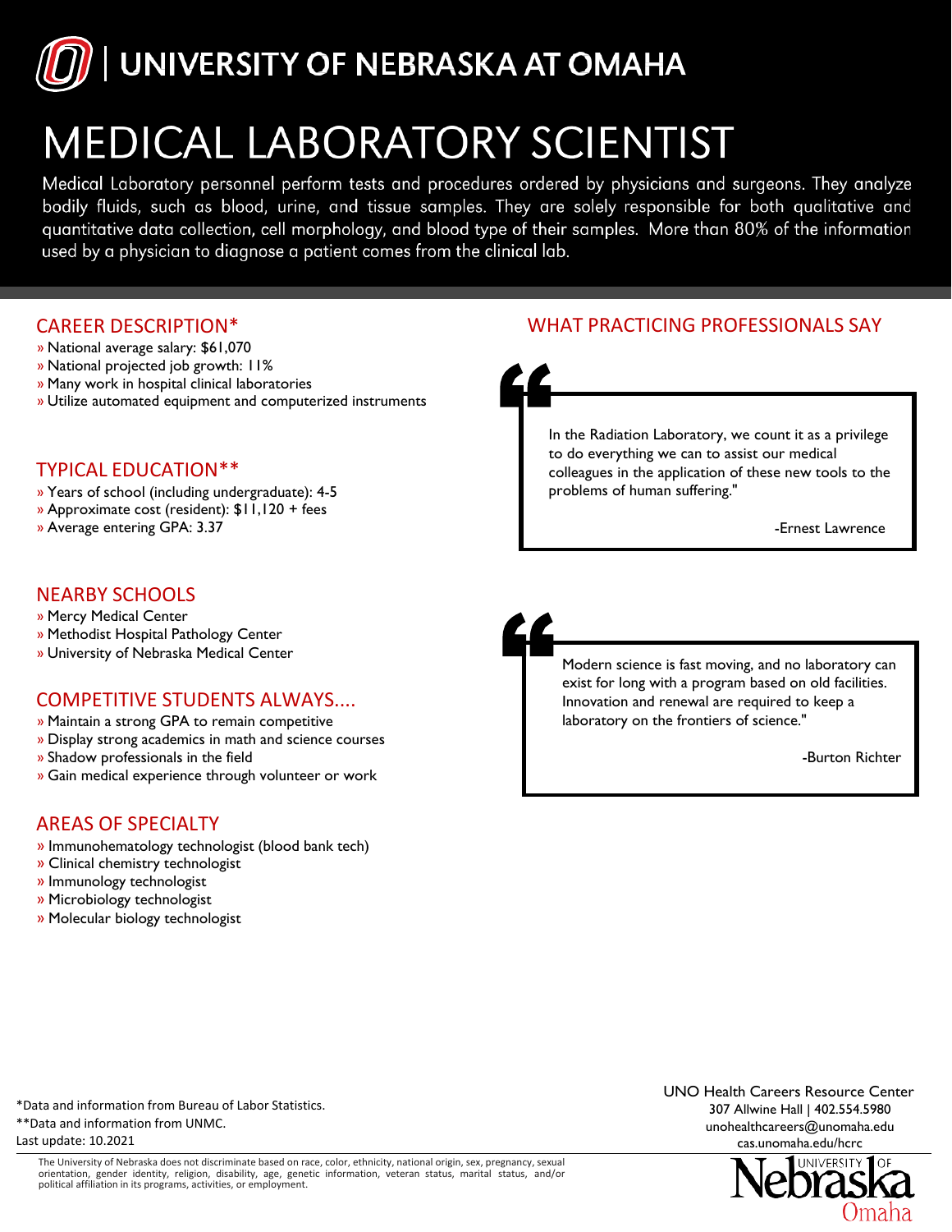# UNIVERSITY OF NEBRASKA AT OMAHA

# MEDICAL LABORATORY SCIENTIST

Medical Laboratory personnel perform tests and procedures ordered by physicians and surgeons. They analyze bodily fluids, such as blood, urine, and tissue samples. They are solely responsible for both qualitative and quantitative data collection, cell morphology, and blood type of their samples. More than 80% of the information used by a physician to diagnose a patient comes from the clinical lab.

## CAREER DESCRIPTION*

» National average salary: $61,070
» National projected job growth: 11%
» Many work in hospital clinical laboratories
» Utilize automated equipment and computerized instruments

## TYPICAL EDUCATION**

» Years of school (including undergraduate): 4-5
» Approximate cost (resident): $11,120 + fees
» Average entering GPA: 3.37

## NEARBY SCHOOLS

» Mercy Medical Center
» Methodist Hospital Pathology Center
» University of Nebraska Medical Center

## COMPETITIVE STUDENTS ALWAYS....

» Maintain a strong GPA to remain competitive
» Display strong academics in math and science courses
» Shadow professionals in the field
» Gain medical experience through volunteer or work

## AREAS OF SPECIALTY

» Immunohematology technologist (blood bank tech)
» Clinical chemistry technologist
» Immunology technologist
» Microbiology technologist
» Molecular biology technologist

## WHAT PRACTICING PROFESSIONALS SAY

> "In the Radiation Laboratory, we count it as a privilege to do everything we can to assist our medical colleagues in the application of these new tools to the problems of human suffering."
>
> -Ernest Lawrence

> "Modern science is fast moving, and no laboratory can exist for long with a program based on old facilities. Innovation and renewal are required to keep a laboratory on the frontiers of science."
>
> -Burton Richter

*Data and information from Bureau of Labor Statistics.
**Data and information from UNMC.
Last update: 10.2021

UNO Health Careers Resource Center
307 Allwine Hall | 402.554.5980
unohealthcareers@unomaha.edu
cas.unomaha.edu/hcrc

The University of Nebraska does not discriminate based on race, color, ethnicity, national origin, sex, pregnancy, sexual orientation, gender identity, religion, disability, age, genetic information, veteran status, marital status, and/or political affiliation in its programs, activities, or employment.

University of Nebraska Omaha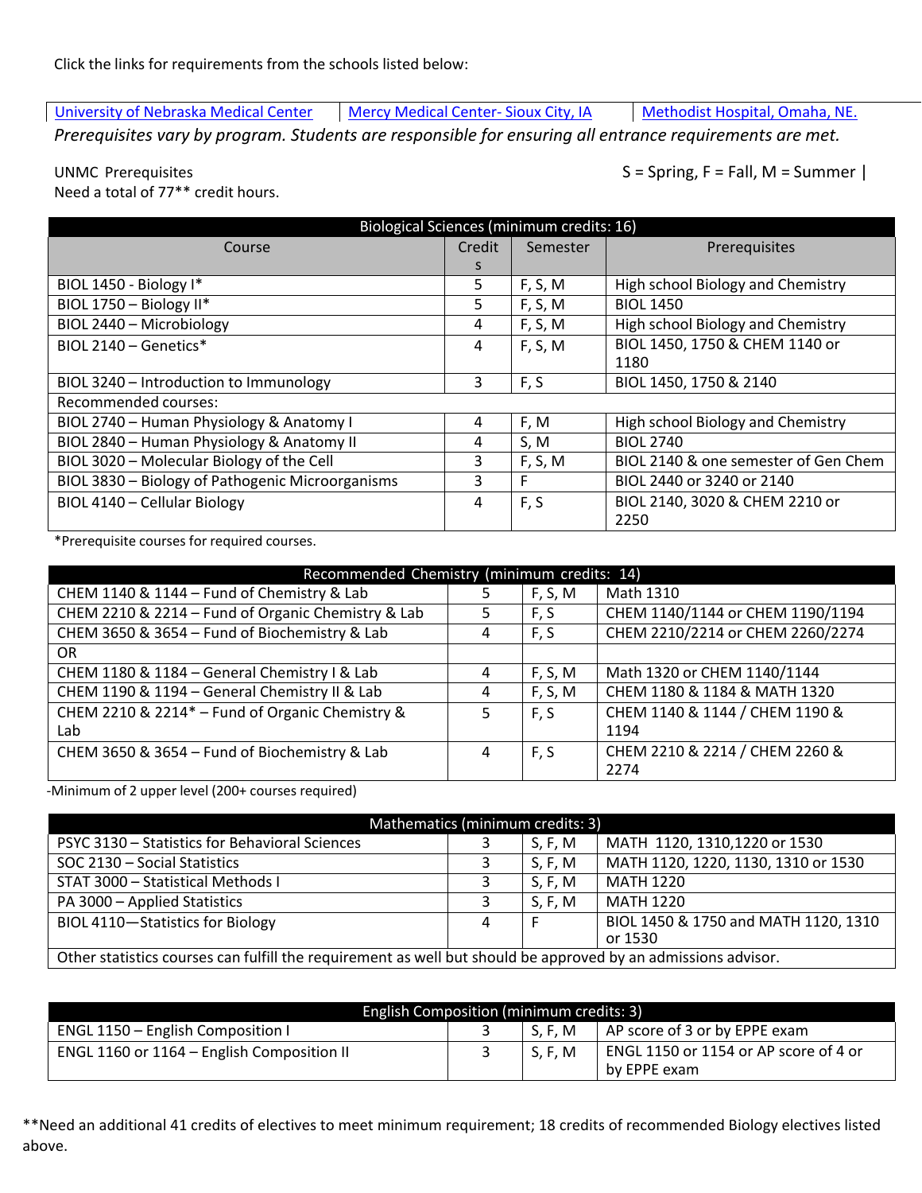Click the links for requirements from the schools listed below:

| University of Nebraska Medical Center | Mercy Medical Center- Sioux City, IA | Methodist Hospital, Omaha, NE. |
|---|---|---|

*Prerequisites vary by program. Students are responsible for ensuring all entrance requirements are met.*

UNMC Prerequisites
Need a total of 77** credit hours.

S = Spring, F = Fall, M = Summer |

| Biological Sciences (minimum credits: 16) | | | |
|---|---|---|---|
| Course | Credits | Semester | Prerequisites |
| BIOL 1450 - Biology I* | 5 | F, S, M | High school Biology and Chemistry |
| BIOL 1750 – Biology II* | 5 | F, S, M | BIOL 1450 |
| BIOL 2440 – Microbiology | 4 | F, S, M | High school Biology and Chemistry |
| BIOL 2140 – Genetics* | 4 | F, S, M | BIOL 1450, 1750 & CHEM 1140 or 1180 |
| BIOL 3240 – Introduction to Immunology | 3 | F, S | BIOL 1450, 1750 & 2140 |
| Recommended courses: | | | |
| BIOL 2740 – Human Physiology & Anatomy I | 4 | F, M | High school Biology and Chemistry |
| BIOL 2840 – Human Physiology & Anatomy II | 4 | S, M | BIOL 2740 |
| BIOL 3020 – Molecular Biology of the Cell | 3 | F, S, M | BIOL 2140 & one semester of Gen Chem |
| BIOL 3830 – Biology of Pathogenic Microorganisms | 3 | F | BIOL 2440 or 3240 or 2140 |
| BIOL 4140 – Cellular Biology | 4 | F, S | BIOL 2140, 3020 & CHEM 2210 or 2250 |

*Prerequisite courses for required courses.

| Recommended Chemistry (minimum credits: 14) | | | |
|---|---|---|---|
| CHEM 1140 & 1144 – Fund of Chemistry & Lab | 5 | F, S, M | Math 1310 |
| CHEM 2210 & 2214 – Fund of Organic Chemistry & Lab | 5 | F, S | CHEM 1140/1144 or CHEM 1190/1194 |
| CHEM 3650 & 3654 – Fund of Biochemistry & Lab | 4 | F, S | CHEM 2210/2214 or CHEM 2260/2274 |
| OR | | | |
| CHEM 1180 & 1184 – General Chemistry I & Lab | 4 | F, S, M | Math 1320 or CHEM 1140/1144 |
| CHEM 1190 & 1194 – General Chemistry II & Lab | 4 | F, S, M | CHEM 1180 & 1184 & MATH 1320 |
| CHEM 2210 & 2214* – Fund of Organic Chemistry & Lab | 5 | F, S | CHEM 1140 & 1144 / CHEM 1190 & 1194 |
| CHEM 3650 & 3654 – Fund of Biochemistry & Lab | 4 | F, S | CHEM 2210 & 2214 / CHEM 2260 & 2274 |

-Minimum of 2 upper level (200+ courses required)

| Mathematics (minimum credits: 3) | | | |
|---|---|---|---|
| PSYC 3130 – Statistics for Behavioral Sciences | 3 | S, F, M | MATH 1120, 1310,1220 or 1530 |
| SOC 2130 – Social Statistics | 3 | S, F, M | MATH 1120, 1220, 1130, 1310 or 1530 |
| STAT 3000 – Statistical Methods I | 3 | S, F, M | MATH 1220 |
| PA 3000 – Applied Statistics | 3 | S, F, M | MATH 1220 |
| BIOL 4110—Statistics for Biology | 4 | F | BIOL 1450 & 1750 and MATH 1120, 1310 or 1530 |
| Other statistics courses can fulfill the requirement as well but should be approved by an admissions advisor. | | | |

| English Composition (minimum credits: 3) | | | |
|---|---|---|---|
| ENGL 1150 – English Composition I | 3 | S, F, M | AP score of 3 or by EPPE exam |
| ENGL 1160 or 1164 – English Composition II | 3 | S, F, M | ENGL 1150 or 1154 or AP score of 4 or by EPPE exam |

**Need an additional 41 credits of electives to meet minimum requirement; 18 credits of recommended Biology electives listed above.